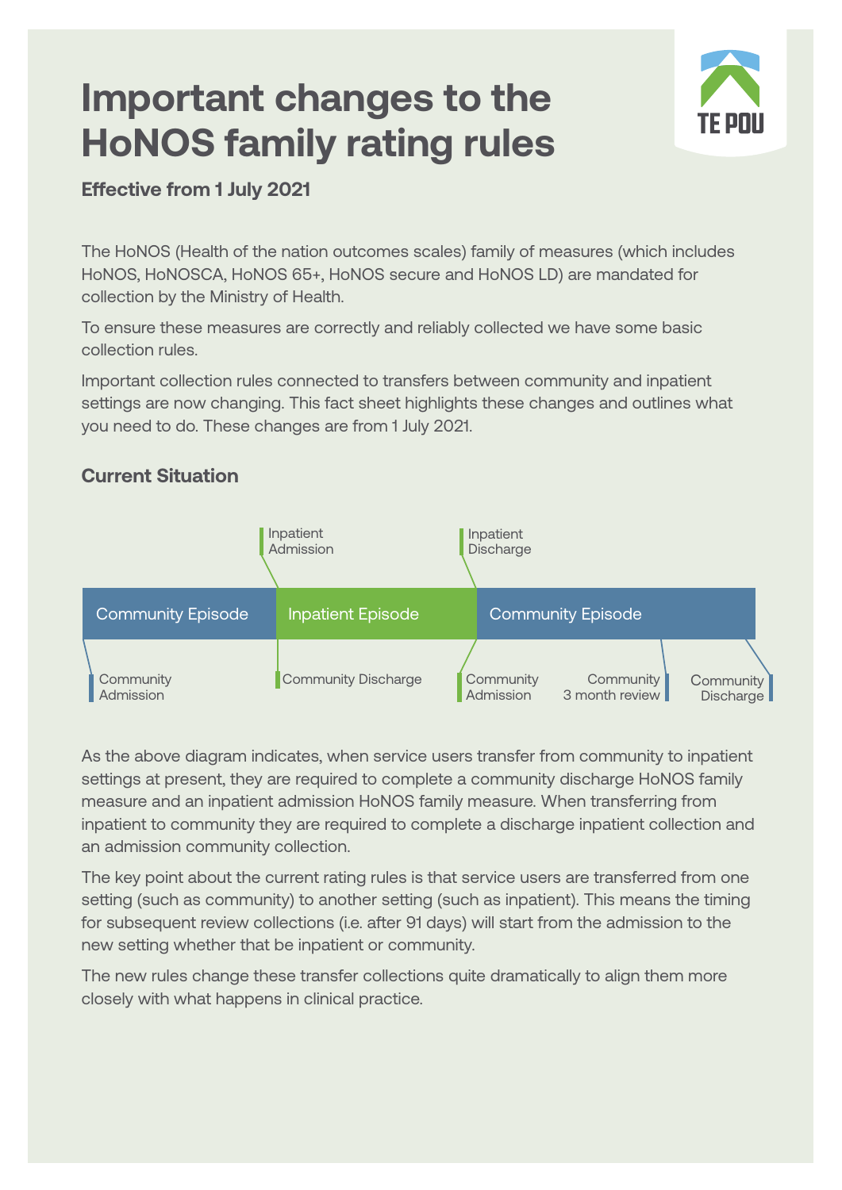# Important changes to the HoNOS family rating rules

**Effective from 1 July 2021**

The HoNOS (Health of the nation outcomes scales) family of measures (which includes HoNOS, HoNOSCA, HoNOS 65+, HoNOS secure and HoNOS LD) are mandated for collection by the Ministry of Health.

To ensure these measures are correctly and reliably collected we have some basic collection rules.

Important collection rules connected to transfers between community and inpatient settings are now changing. This fact sheet highlights these changes and outlines what you need to do. These changes are from 1 July 2021.

## Current Situation

Inpatient Admission | Inpatient Discharge

Community Episode | Inpatient Episode | Community Episode

Community Admission | Community Discharge | Community Admission | Community 3 month review | Community Discharge

As the above diagram indicates, when service users transfer from community to inpatient settings at present, they are required to complete a community discharge HoNOS family measure and an inpatient admission HoNOS family measure. When transferring from inpatient to community they are required to complete a discharge inpatient collection and an admission community collection.

The key point about the current rating rules is that service users are transferred from one setting (such as community) to another setting (such as inpatient). This means the timing for subsequent review collections (i.e. after 91 days) will start from the admission to the new setting whether that be inpatient or community.

The new rules change these transfer collections quite dramatically to align them more closely with what happens in clinical practice.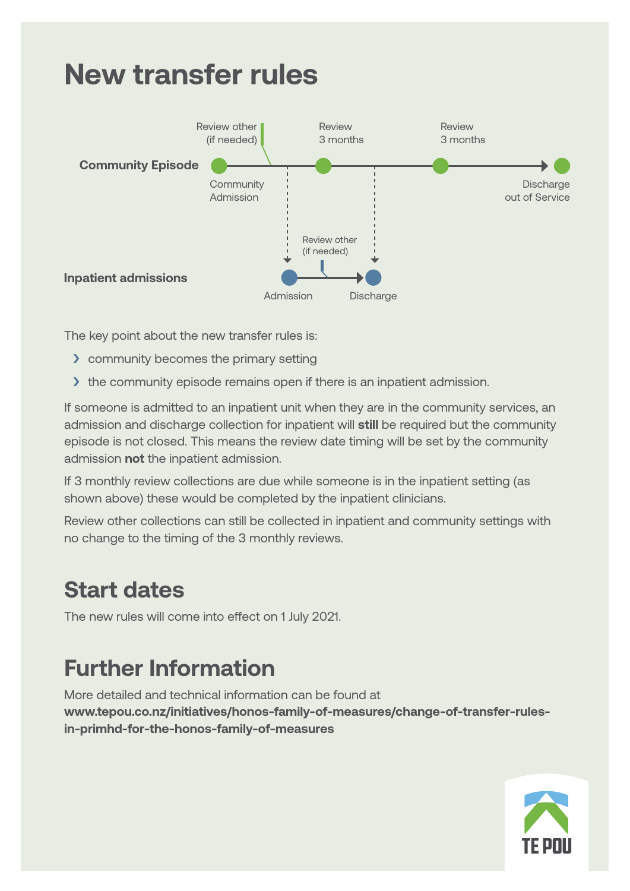# New transfer rules

Review other (if needed)

Review 3 months

Review 3 months

Community Episode

Community Admission

Discharge out of Service

Review other (if needed)

Inpatient admissions

Admission

Discharge

The key point about the new transfer rules is:

- community becomes the primary setting
- the community episode remains open if there is an inpatient admission.

If someone is admitted to an inpatient unit when they are in the community services, an admission and discharge collection for inpatient will **still** be required but the community episode is not closed. This means the review date timing will be set by the community admission **not** the inpatient admission.

If 3 monthly review collections are due while someone is in the inpatient setting (as shown above) these would be completed by the inpatient clinicians.

Review other collections can still be collected in inpatient and community settings with no change to the timing of the 3 monthly reviews.

## Start dates

The new rules will come into effect on 1 July 2021.

## Further Information

More detailed and technical information can be found at **www.tepou.co.nz/initiatives/honos-family-of-measures/change-of-transfer-rules-in-primhd-for-the-honos-family-of-measures**

TE POU